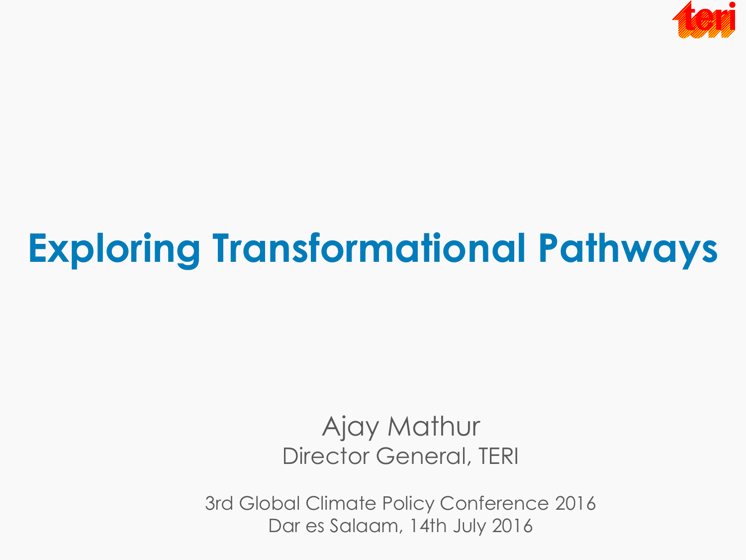teri

# Exploring Transformational Pathways

Ajay Mathur
Director General, TERI

3rd Global Climate Policy Conference 2016
Dar es Salaam, 14th July 2016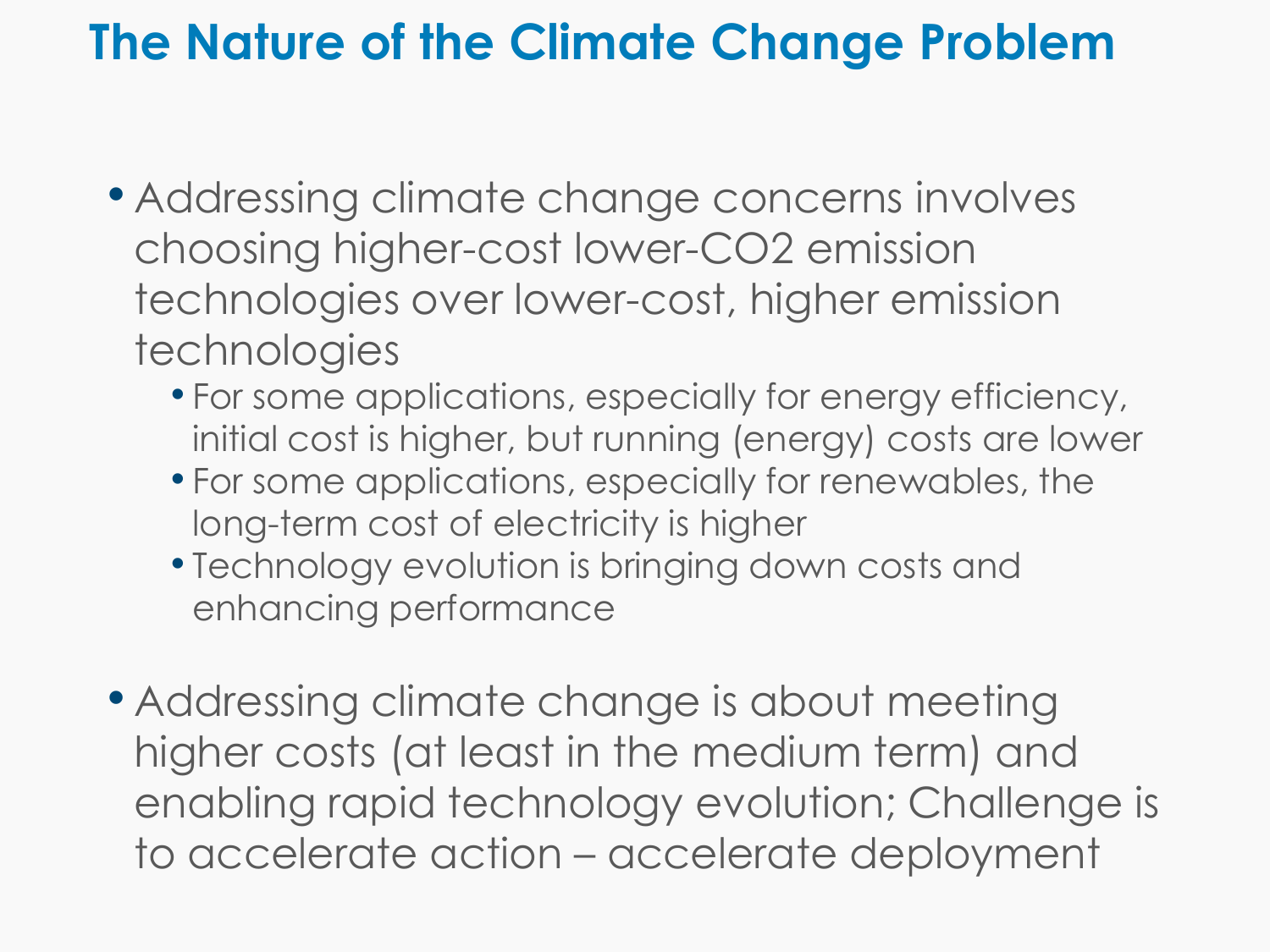# The Nature of the Climate Change Problem

- Addressing climate change concerns involves choosing higher-cost lower-$CO_2$ emission technologies over lower-cost, higher emission technologies
  - For some applications, especially for energy efficiency, initial cost is higher, but running (energy) costs are lower
  - For some applications, especially for renewables, the long-term cost of electricity is higher
  - Technology evolution is bringing down costs and enhancing performance
- Addressing climate change is about meeting higher costs (at least in the medium term) and enabling rapid technology evolution; Challenge is to accelerate action – accelerate deployment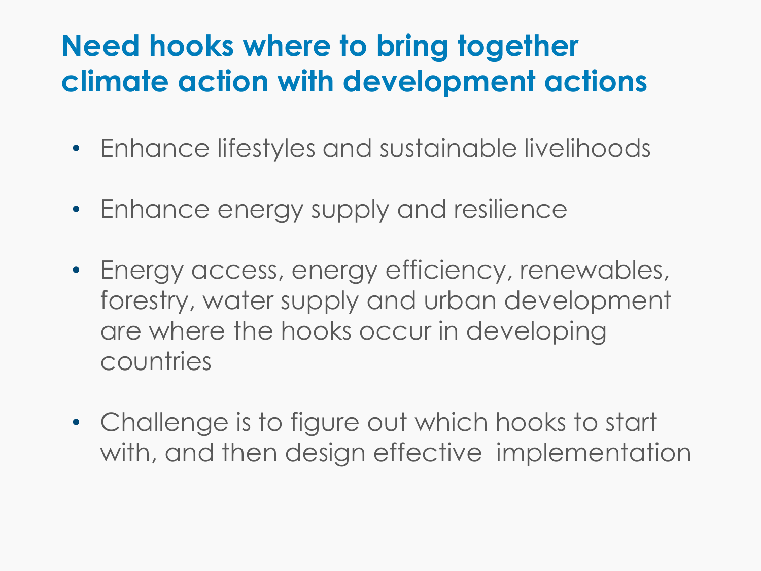# Need hooks where to bring together climate action with development actions

- Enhance lifestyles and sustainable livelihoods
- Enhance energy supply and resilience
- Energy access, energy efficiency, renewables, forestry, water supply and urban development are where the hooks occur in developing countries
- Challenge is to figure out which hooks to start with, and then design effective implementation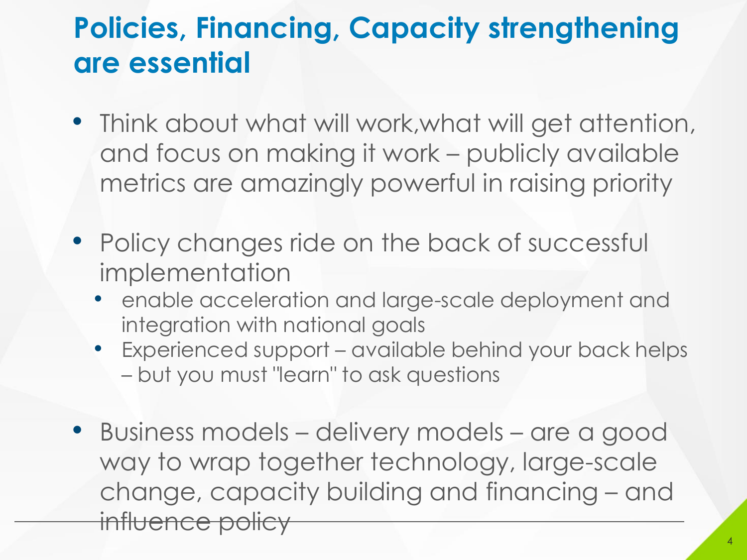# Policies, Financing, Capacity strengthening are essential

- Think about what will work,what will get attention, and focus on making it work – publicly available metrics are amazingly powerful in raising priority

- Policy changes ride on the back of successful implementation
  - enable acceleration and large-scale deployment and integration with national goals
  - Experienced support – available behind your back helps – but you must "learn" to ask questions

- Business models – delivery models – are a good way to wrap together technology, large-scale change, capacity building and financing – and influence policy